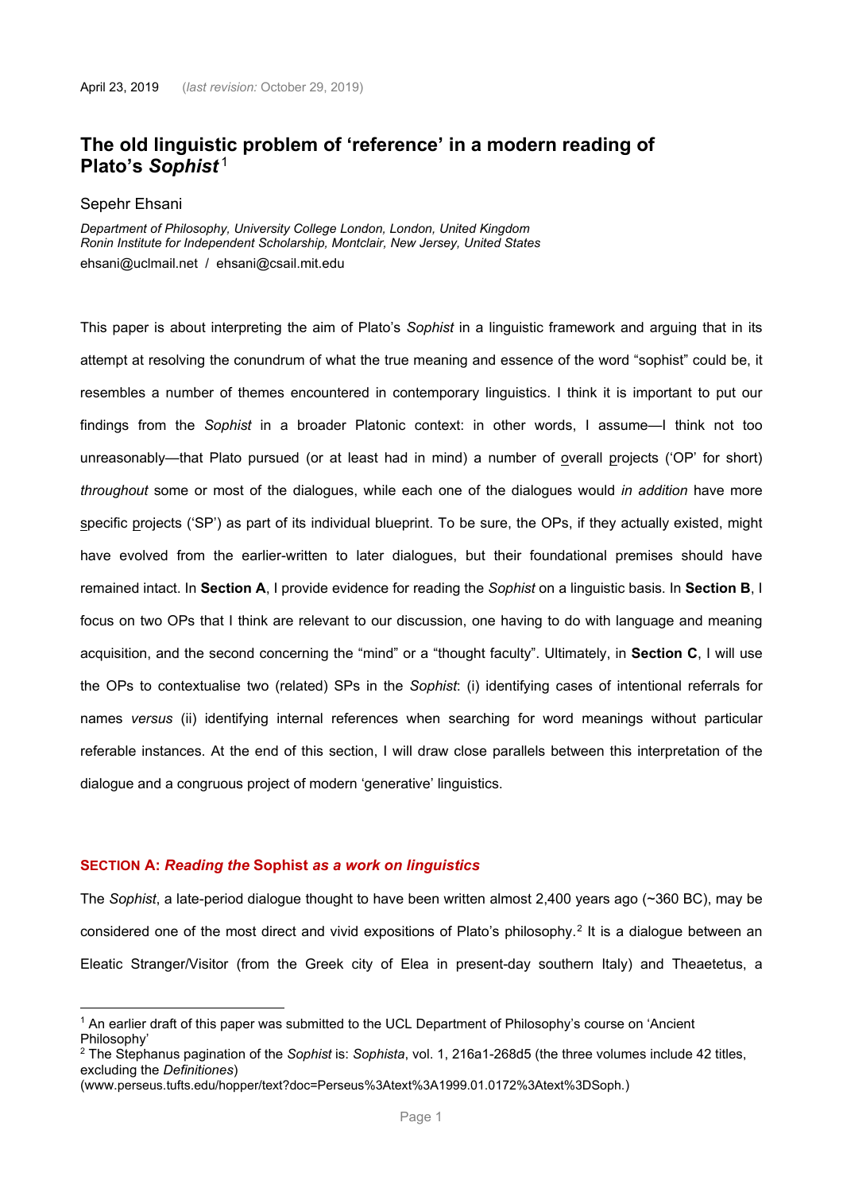April 23, 2019 (*last revision:* October 29, 2019)

# The old linguistic problem of 'reference' in a modern reading of Plato's *Sophist*[1]

Sepehr Ehsani

*Department of Philosophy, University College London, London, United Kingdom*
*Ronin Institute for Independent Scholarship, Montclair, New Jersey, United States*
ehsani@uclmail.net / ehsani@csail.mit.edu

This paper is about interpreting the aim of Plato's *Sophist* in a linguistic framework and arguing that in its attempt at resolving the conundrum of what the true meaning and essence of the word "sophist" could be, it resembles a number of themes encountered in contemporary linguistics. I think it is important to put our findings from the *Sophist* in a broader Platonic context: in other words, I assume—I think not too unreasonably—that Plato pursued (or at least had in mind) a number of overall projects ('OP' for short) *throughout* some or most of the dialogues, while each one of the dialogues would *in addition* have more specific projects ('SP') as part of its individual blueprint. To be sure, the OPs, if they actually existed, might have evolved from the earlier-written to later dialogues, but their foundational premises should have remained intact. In **Section A**, I provide evidence for reading the *Sophist* on a linguistic basis. In **Section B**, I focus on two OPs that I think are relevant to our discussion, one having to do with language and meaning acquisition, and the second concerning the "mind" or a "thought faculty". Ultimately, in **Section C**, I will use the OPs to contextualise two (related) SPs in the *Sophist*: (i) identifying cases of intentional referrals for names *versus* (ii) identifying internal references when searching for word meanings without particular referable instances. At the end of this section, I will draw close parallels between this interpretation of the dialogue and a congruous project of modern 'generative' linguistics.

## SECTION A: *Reading the* Sophist *as a work on linguistics*

The *Sophist*, a late-period dialogue thought to have been written almost 2,400 years ago (~360 BC), may be considered one of the most direct and vivid expositions of Plato's philosophy.[2] It is a dialogue between an Eleatic Stranger/Visitor (from the Greek city of Elea in present-day southern Italy) and Theaetetus, a

---

[1] An earlier draft of this paper was submitted to the UCL Department of Philosophy's course on 'Ancient Philosophy'

[2] The Stephanus pagination of the *Sophist* is: *Sophista*, vol. 1, 216a1-268d5 (the three volumes include 42 titles, excluding the *Definitiones*)
(www.perseus.tufts.edu/hopper/text?doc=Perseus%3Atext%3A1999.01.0172%3Atext%3DSoph.)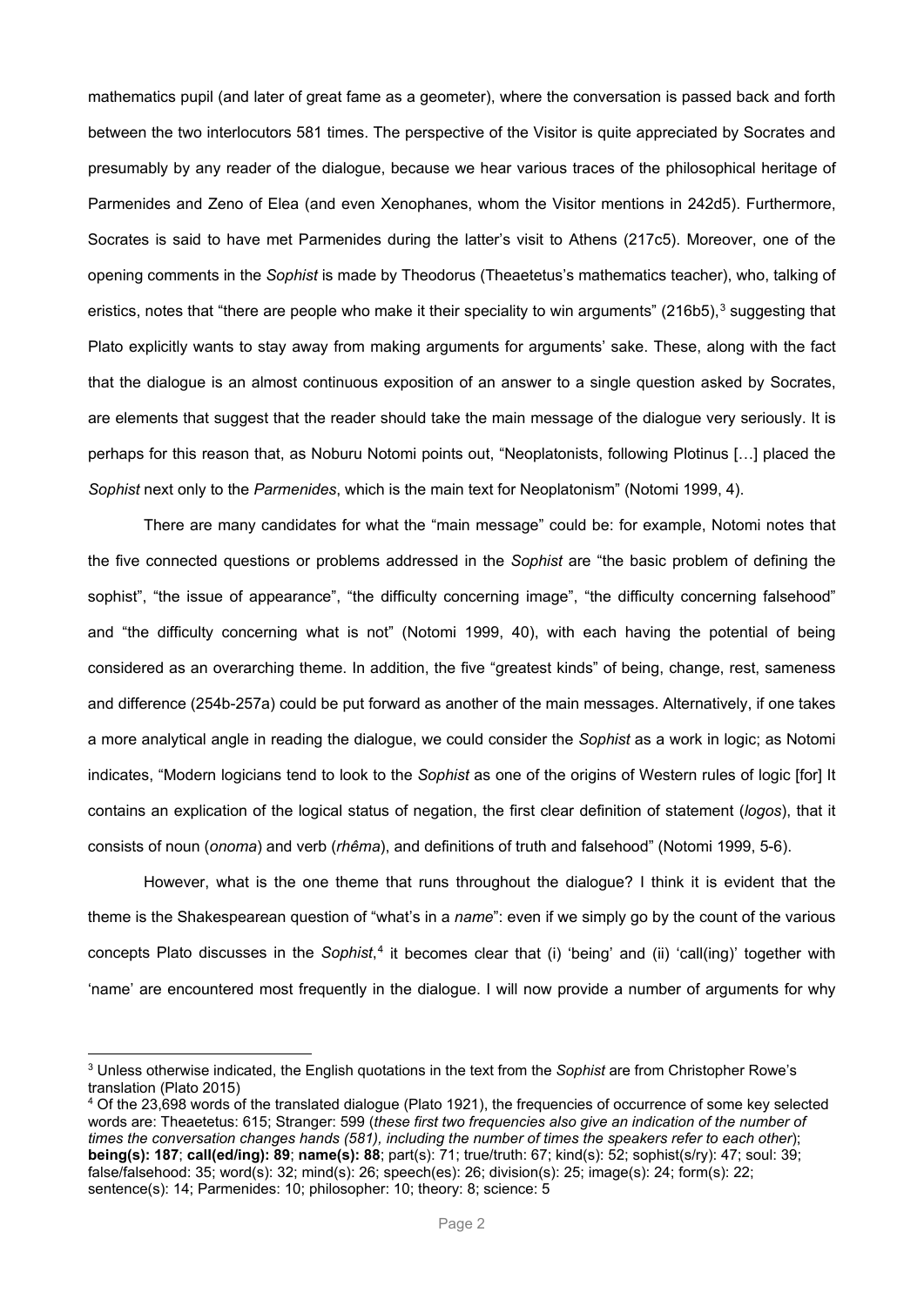mathematics pupil (and later of great fame as a geometer), where the conversation is passed back and forth between the two interlocutors 581 times. The perspective of the Visitor is quite appreciated by Socrates and presumably by any reader of the dialogue, because we hear various traces of the philosophical heritage of Parmenides and Zeno of Elea (and even Xenophanes, whom the Visitor mentions in 242d5). Furthermore, Socrates is said to have met Parmenides during the latter's visit to Athens (217c5). Moreover, one of the opening comments in the *Sophist* is made by Theodorus (Theaetetus's mathematics teacher), who, talking of eristics, notes that "there are people who make it their speciality to win arguments" (216b5),[3] suggesting that Plato explicitly wants to stay away from making arguments for arguments' sake. These, along with the fact that the dialogue is an almost continuous exposition of an answer to a single question asked by Socrates, are elements that suggest that the reader should take the main message of the dialogue very seriously. It is perhaps for this reason that, as Noburu Notomi points out, "Neoplatonists, following Plotinus […] placed the *Sophist* next only to the *Parmenides*, which is the main text for Neoplatonism" (Notomi 1999, 4).

There are many candidates for what the "main message" could be: for example, Notomi notes that the five connected questions or problems addressed in the *Sophist* are "the basic problem of defining the sophist", "the issue of appearance", "the difficulty concerning image", "the difficulty concerning falsehood" and "the difficulty concerning what is not" (Notomi 1999, 40), with each having the potential of being considered as an overarching theme. In addition, the five "greatest kinds" of being, change, rest, sameness and difference (254b-257a) could be put forward as another of the main messages. Alternatively, if one takes a more analytical angle in reading the dialogue, we could consider the *Sophist* as a work in logic; as Notomi indicates, "Modern logicians tend to look to the *Sophist* as one of the origins of Western rules of logic [for] It contains an explication of the logical status of negation, the first clear definition of statement (*logos*), that it consists of noun (*onoma*) and verb (*rhêma*), and definitions of truth and falsehood" (Notomi 1999, 5-6).

However, what is the one theme that runs throughout the dialogue? I think it is evident that the theme is the Shakespearean question of "what's in a *name*": even if we simply go by the count of the various concepts Plato discusses in the *Sophist*,[4] it becomes clear that (i) 'being' and (ii) 'call(ing)' together with 'name' are encountered most frequently in the dialogue. I will now provide a number of arguments for why

---

[3] Unless otherwise indicated, the English quotations in the text from the *Sophist* are from Christopher Rowe's translation (Plato 2015)

[4] Of the 23,698 words of the translated dialogue (Plato 1921), the frequencies of occurrence of some key selected words are: Theaetetus: 615; Stranger: 599 (*these first two frequencies also give an indication of the number of times the conversation changes hands (581), including the number of times the speakers refer to each other*); **being(s): 187**; **call(ed/ing): 89**; **name(s): 88**; part(s): 71; true/truth: 67; kind(s): 52; sophist(s/ry): 47; soul: 39; false/falsehood: 35; word(s): 32; mind(s): 26; speech(es): 26; division(s): 25; image(s): 24; form(s): 22; sentence(s): 14; Parmenides: 10; philosopher: 10; theory: 8; science: 5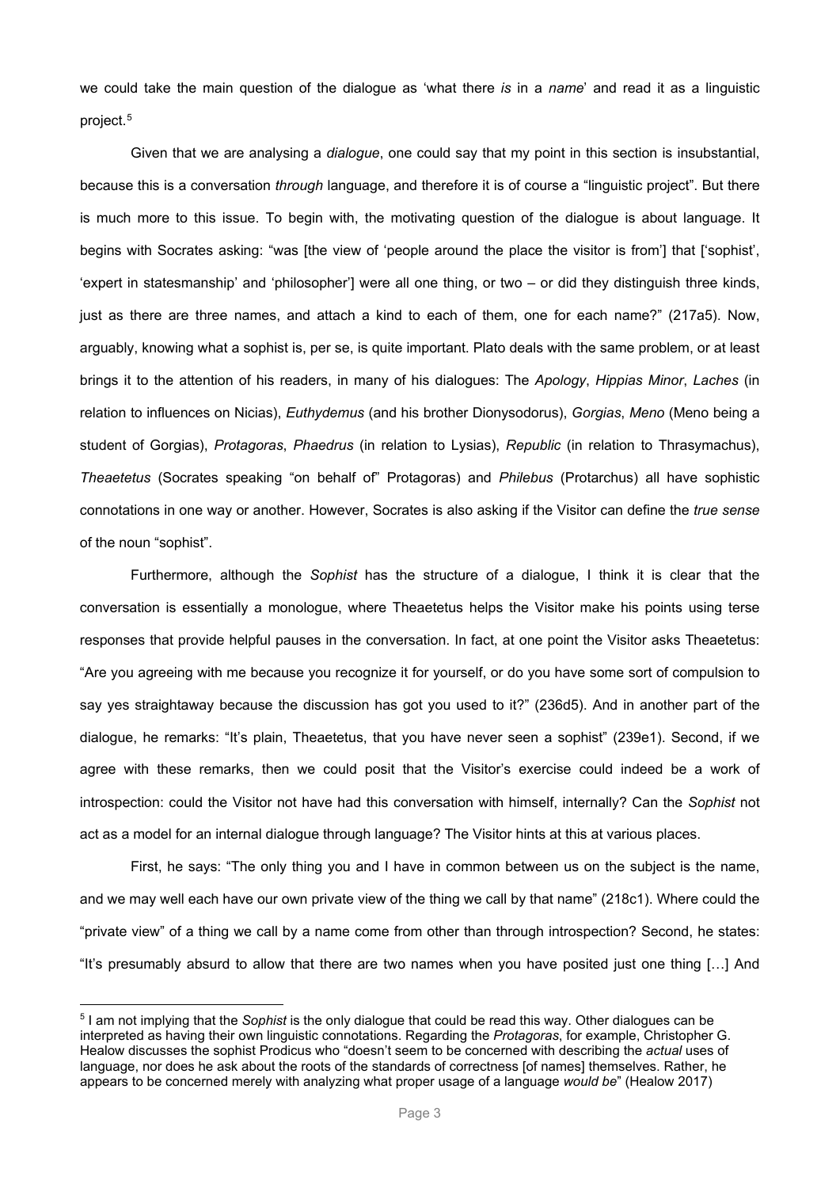we could take the main question of the dialogue as 'what there *is* in a *name*' and read it as a linguistic project.[5]

Given that we are analysing a *dialogue*, one could say that my point in this section is insubstantial, because this is a conversation *through* language, and therefore it is of course a "linguistic project". But there is much more to this issue. To begin with, the motivating question of the dialogue is about language. It begins with Socrates asking: "was [the view of 'people around the place the visitor is from'] that ['sophist', 'expert in statesmanship' and 'philosopher'] were all one thing, or two – or did they distinguish three kinds, just as there are three names, and attach a kind to each of them, one for each name?" (217a5). Now, arguably, knowing what a sophist is, per se, is quite important. Plato deals with the same problem, or at least brings it to the attention of his readers, in many of his dialogues: The *Apology*, *Hippias Minor*, *Laches* (in relation to influences on Nicias), *Euthydemus* (and his brother Dionysodorus), *Gorgias*, *Meno* (Meno being a student of Gorgias), *Protagoras*, *Phaedrus* (in relation to Lysias), *Republic* (in relation to Thrasymachus), *Theaetetus* (Socrates speaking "on behalf of" Protagoras) and *Philebus* (Protarchus) all have sophistic connotations in one way or another. However, Socrates is also asking if the Visitor can define the *true sense* of the noun "sophist".

Furthermore, although the *Sophist* has the structure of a dialogue, I think it is clear that the conversation is essentially a monologue, where Theaetetus helps the Visitor make his points using terse responses that provide helpful pauses in the conversation. In fact, at one point the Visitor asks Theaetetus: "Are you agreeing with me because you recognize it for yourself, or do you have some sort of compulsion to say yes straightaway because the discussion has got you used to it?" (236d5). And in another part of the dialogue, he remarks: "It's plain, Theaetetus, that you have never seen a sophist" (239e1). Second, if we agree with these remarks, then we could posit that the Visitor's exercise could indeed be a work of introspection: could the Visitor not have had this conversation with himself, internally? Can the *Sophist* not act as a model for an internal dialogue through language? The Visitor hints at this at various places.

First, he says: "The only thing you and I have in common between us on the subject is the name, and we may well each have our own private view of the thing we call by that name" (218c1). Where could the "private view" of a thing we call by a name come from other than through introspection? Second, he states: "It's presumably absurd to allow that there are two names when you have posited just one thing […] And

---

[5] I am not implying that the *Sophist* is the only dialogue that could be read this way. Other dialogues can be interpreted as having their own linguistic connotations. Regarding the *Protagoras*, for example, Christopher G. Healow discusses the sophist Prodicus who "doesn't seem to be concerned with describing the *actual* uses of language, nor does he ask about the roots of the standards of correctness [of names] themselves. Rather, he appears to be concerned merely with analyzing what proper usage of a language *would be*" (Healow 2017)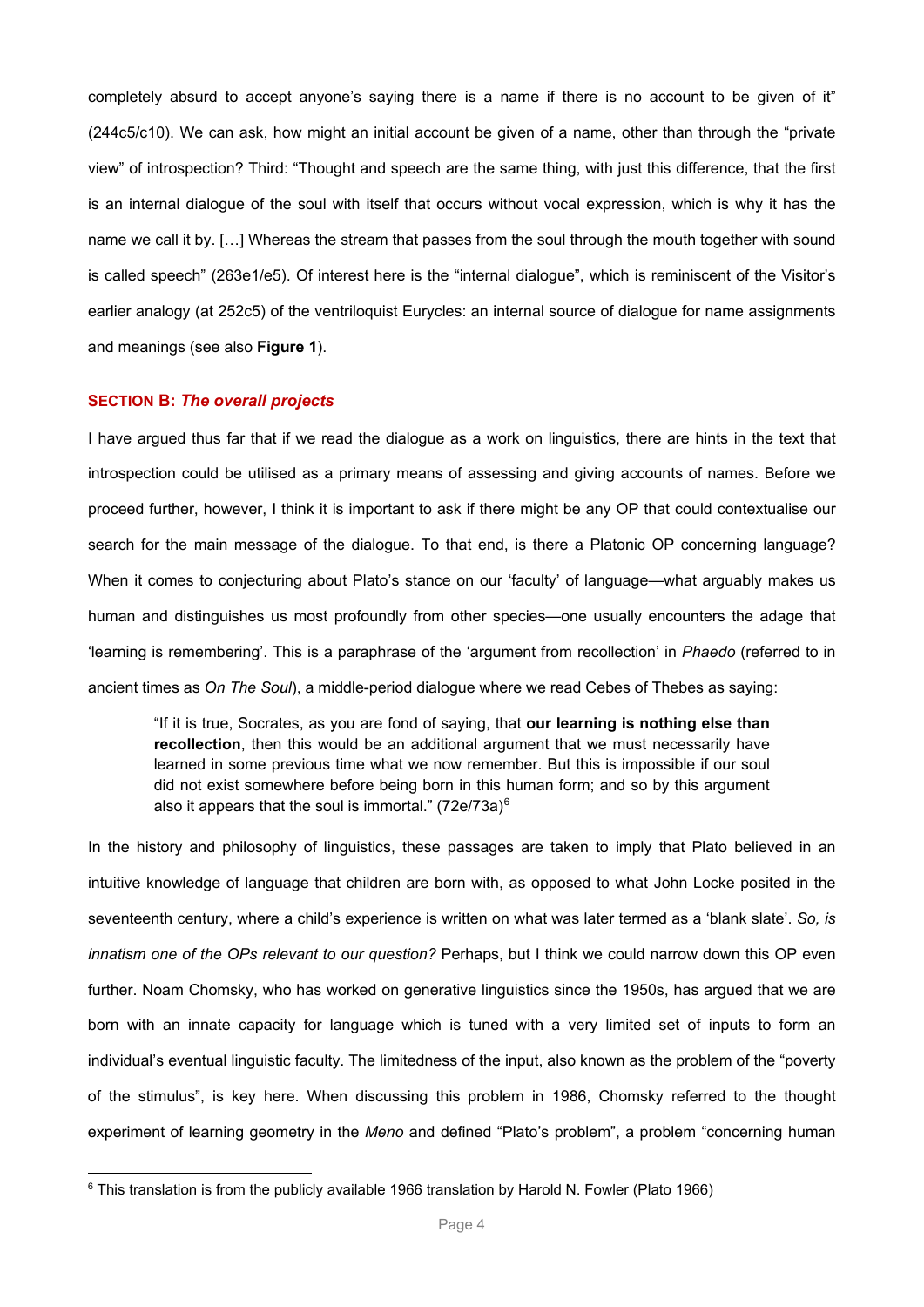completely absurd to accept anyone's saying there is a name if there is no account to be given of it" (244c5/c10). We can ask, how might an initial account be given of a name, other than through the "private view" of introspection? Third: "Thought and speech are the same thing, with just this difference, that the first is an internal dialogue of the soul with itself that occurs without vocal expression, which is why it has the name we call it by. […] Whereas the stream that passes from the soul through the mouth together with sound is called speech" (263e1/e5). Of interest here is the "internal dialogue", which is reminiscent of the Visitor's earlier analogy (at 252c5) of the ventriloquist Eurycles: an internal source of dialogue for name assignments and meanings (see also **Figure 1**).

### SECTION B: *The overall projects*

I have argued thus far that if we read the dialogue as a work on linguistics, there are hints in the text that introspection could be utilised as a primary means of assessing and giving accounts of names. Before we proceed further, however, I think it is important to ask if there might be any OP that could contextualise our search for the main message of the dialogue. To that end, is there a Platonic OP concerning language? When it comes to conjecturing about Plato's stance on our 'faculty' of language—what arguably makes us human and distinguishes us most profoundly from other species—one usually encounters the adage that 'learning is remembering'. This is a paraphrase of the 'argument from recollection' in *Phaedo* (referred to in ancient times as *On The Soul*), a middle-period dialogue where we read Cebes of Thebes as saying:

> "If it is true, Socrates, as you are fond of saying, that **our learning is nothing else than recollection**, then this would be an additional argument that we must necessarily have learned in some previous time what we now remember. But this is impossible if our soul did not exist somewhere before being born in this human form; and so by this argument also it appears that the soul is immortal." (72e/73a)[6]

In the history and philosophy of linguistics, these passages are taken to imply that Plato believed in an intuitive knowledge of language that children are born with, as opposed to what John Locke posited in the seventeenth century, where a child's experience is written on what was later termed as a 'blank slate'. *So, is innatism one of the OPs relevant to our question?* Perhaps, but I think we could narrow down this OP even further. Noam Chomsky, who has worked on generative linguistics since the 1950s, has argued that we are born with an innate capacity for language which is tuned with a very limited set of inputs to form an individual's eventual linguistic faculty. The limitedness of the input, also known as the problem of the "poverty of the stimulus", is key here. When discussing this problem in 1986, Chomsky referred to the thought experiment of learning geometry in the *Meno* and defined "Plato's problem", a problem "concerning human

---

[6] This translation is from the publicly available 1966 translation by Harold N. Fowler (Plato 1966)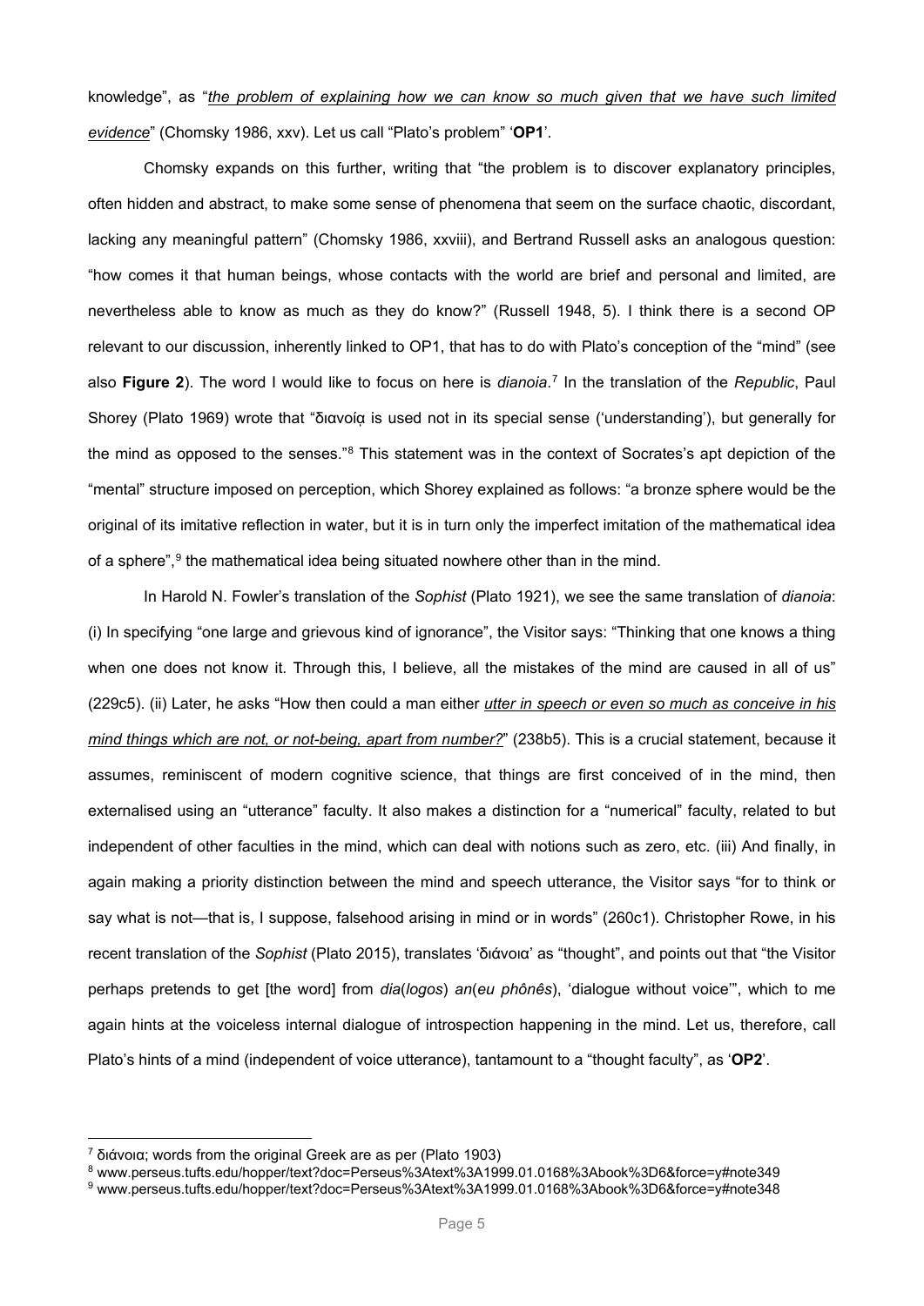knowledge", as "<u>*the problem of explaining how we can know so much given that we have such limited evidence*</u>" (Chomsky 1986, xxv). Let us call "Plato's problem" '**OP1**'.

Chomsky expands on this further, writing that "the problem is to discover explanatory principles, often hidden and abstract, to make some sense of phenomena that seem on the surface chaotic, discordant, lacking any meaningful pattern" (Chomsky 1986, xxviii), and Bertrand Russell asks an analogous question: "how comes it that human beings, whose contacts with the world are brief and personal and limited, are nevertheless able to know as much as they do know?" (Russell 1948, 5). I think there is a second OP relevant to our discussion, inherently linked to OP1, that has to do with Plato's conception of the "mind" (see also **Figure 2**). The word I would like to focus on here is *dianoia*.[7] In the translation of the *Republic*, Paul Shorey (Plato 1969) wrote that "διανοίᾳ is used not in its special sense ('understanding'), but generally for the mind as opposed to the senses."[8] This statement was in the context of Socrates's apt depiction of the "mental" structure imposed on perception, which Shorey explained as follows: "a bronze sphere would be the original of its imitative reflection in water, but it is in turn only the imperfect imitation of the mathematical idea of a sphere",[9] the mathematical idea being situated nowhere other than in the mind.

In Harold N. Fowler's translation of the *Sophist* (Plato 1921), we see the same translation of *dianoia*: (i) In specifying "one large and grievous kind of ignorance", the Visitor says: "Thinking that one knows a thing when one does not know it. Through this, I believe, all the mistakes of the mind are caused in all of us" (229c5). (ii) Later, he asks "How then could a man either <u>*utter in speech or even so much as conceive in his mind things which are not, or not-being, apart from number?*</u>" (238b5). This is a crucial statement, because it assumes, reminiscent of modern cognitive science, that things are first conceived of in the mind, then externalised using an "utterance" faculty. It also makes a distinction for a "numerical" faculty, related to but independent of other faculties in the mind, which can deal with notions such as zero, etc. (iii) And finally, in again making a priority distinction between the mind and speech utterance, the Visitor says "for to think or say what is not—that is, I suppose, falsehood arising in mind or in words" (260c1). Christopher Rowe, in his recent translation of the *Sophist* (Plato 2015), translates 'διάνοια' as "thought", and points out that "the Visitor perhaps pretends to get [the word] from *dia*(*logos*) *an*(*eu phônês*), 'dialogue without voice'", which to me again hints at the voiceless internal dialogue of introspection happening in the mind. Let us, therefore, call Plato's hints of a mind (independent of voice utterance), tantamount to a "thought faculty", as '**OP2**'.

---

[7] διάνοια; words from the original Greek are as per (Plato 1903)

[8] www.perseus.tufts.edu/hopper/text?doc=Perseus%3Atext%3A1999.01.0168%3Abook%3D6&force=y#note349

[9] www.perseus.tufts.edu/hopper/text?doc=Perseus%3Atext%3A1999.01.0168%3Abook%3D6&force=y#note348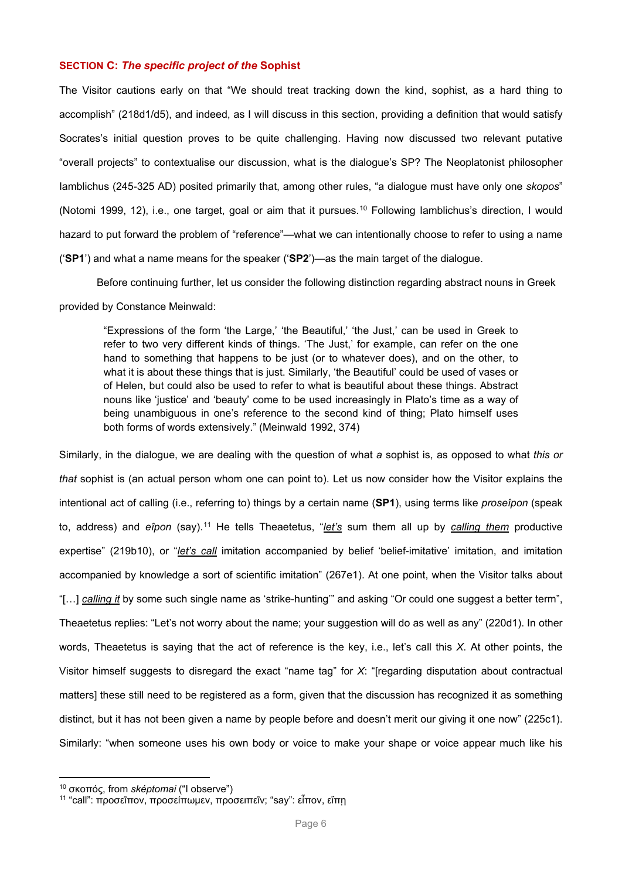### SECTION C: *The specific project of the* Sophist

The Visitor cautions early on that "We should treat tracking down the kind, sophist, as a hard thing to accomplish" (218d1/d5), and indeed, as I will discuss in this section, providing a definition that would satisfy Socrates's initial question proves to be quite challenging. Having now discussed two relevant putative "overall projects" to contextualise our discussion, what is the dialogue's SP? The Neoplatonist philosopher Iamblichus (245-325 AD) posited primarily that, among other rules, "a dialogue must have only one *skopos*" (Notomi 1999, 12), i.e., one target, goal or aim that it pursues.[10] Following Iamblichus's direction, I would hazard to put forward the problem of "reference"—what we can intentionally choose to refer to using a name ('**SP1**') and what a name means for the speaker ('**SP2**')—as the main target of the dialogue.

Before continuing further, let us consider the following distinction regarding abstract nouns in Greek provided by Constance Meinwald:

> "Expressions of the form 'the Large,' 'the Beautiful,' 'the Just,' can be used in Greek to refer to two very different kinds of things. 'The Just,' for example, can refer on the one hand to something that happens to be just (or to whatever does), and on the other, to what it is about these things that is just. Similarly, 'the Beautiful' could be used of vases or of Helen, but could also be used to refer to what is beautiful about these things. Abstract nouns like 'justice' and 'beauty' come to be used increasingly in Plato's time as a way of being unambiguous in one's reference to the second kind of thing; Plato himself uses both forms of words extensively." (Meinwald 1992, 374)

Similarly, in the dialogue, we are dealing with the question of what *a* sophist is, as opposed to what *this or that* sophist is (an actual person whom one can point to). Let us now consider how the Visitor explains the intentional act of calling (i.e., referring to) things by a certain name (**SP1**), using terms like *proseîpon* (speak to, address) and *eîpon* (say).[11] He tells Theaetetus, "*let's* sum them all up by *calling them* productive expertise" (219b10), or "*let's call* imitation accompanied by belief 'belief-imitative' imitation, and imitation accompanied by knowledge a sort of scientific imitation" (267e1). At one point, when the Visitor talks about "[…] *calling it* by some such single name as 'strike-hunting'" and asking "Or could one suggest a better term", Theaetetus replies: "Let's not worry about the name; your suggestion will do as well as any" (220d1). In other words, Theaetetus is saying that the act of reference is the key, i.e., let's call this *X*. At other points, the Visitor himself suggests to disregard the exact "name tag" for *X*: "[regarding disputation about contractual matters] these still need to be registered as a form, given that the discussion has recognized it as something distinct, but it has not been given a name by people before and doesn't merit our giving it one now" (225c1). Similarly: "when someone uses his own body or voice to make your shape or voice appear much like his

---

[10] σκοπός, from *sképtomai* ("I observe")

[11] "call": προσεῖπον, προσείπωμεν, προσειπεῖν; "say": εἶπον, εἴπῃ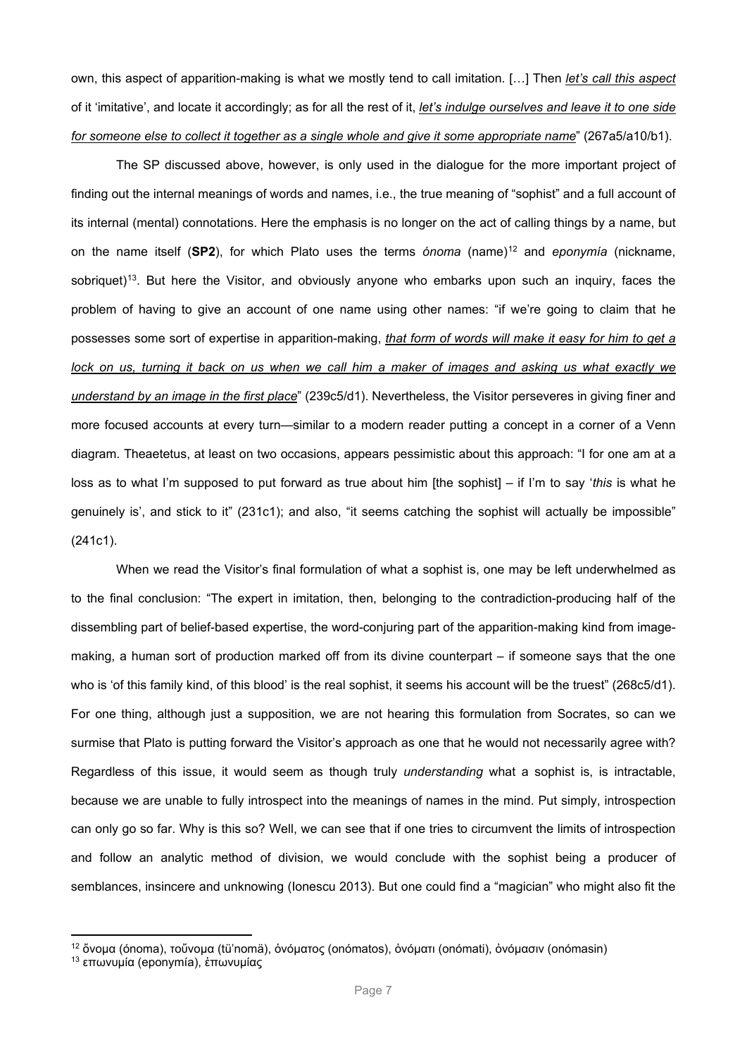own, this aspect of apparition-making is what we mostly tend to call imitation. […] Then *let's call this aspect* of it 'imitative', and locate it accordingly; as for all the rest of it, *let's indulge ourselves and leave it to one side for someone else to collect it together as a single whole and give it some appropriate name*" (267a5/a10/b1).

The SP discussed above, however, is only used in the dialogue for the more important project of finding out the internal meanings of words and names, i.e., the true meaning of "sophist" and a full account of its internal (mental) connotations. Here the emphasis is no longer on the act of calling things by a name, but on the name itself (**SP2**), for which Plato uses the terms *ónoma* (name)[12] and *eponymía* (nickname, sobriquet)[13]. But here the Visitor, and obviously anyone who embarks upon such an inquiry, faces the problem of having to give an account of one name using other names: "if we're going to claim that he possesses some sort of expertise in apparition-making, *that form of words will make it easy for him to get a lock on us, turning it back on us when we call him a maker of images and asking us what exactly we understand by an image in the first place*" (239c5/d1). Nevertheless, the Visitor perseveres in giving finer and more focused accounts at every turn—similar to a modern reader putting a concept in a corner of a Venn diagram. Theaetetus, at least on two occasions, appears pessimistic about this approach: "I for one am at a loss as to what I'm supposed to put forward as true about him [the sophist] – if I'm to say '*this* is what he genuinely is', and stick to it" (231c1); and also, "it seems catching the sophist will actually be impossible" (241c1).

When we read the Visitor's final formulation of what a sophist is, one may be left underwhelmed as to the final conclusion: "The expert in imitation, then, belonging to the contradiction-producing half of the dissembling part of belief-based expertise, the word-conjuring part of the apparition-making kind from image-making, a human sort of production marked off from its divine counterpart – if someone says that the one who is 'of this family kind, of this blood' is the real sophist, it seems his account will be the truest" (268c5/d1). For one thing, although just a supposition, we are not hearing this formulation from Socrates, so can we surmise that Plato is putting forward the Visitor's approach as one that he would not necessarily agree with? Regardless of this issue, it would seem as though truly *understanding* what a sophist is, is intractable, because we are unable to fully introspect into the meanings of names in the mind. Put simply, introspection can only go so far. Why is this so? Well, we can see that if one tries to circumvent the limits of introspection and follow an analytic method of division, we would conclude with the sophist being a producer of semblances, insincere and unknowing (Ionescu 2013). But one could find a "magician" who might also fit the

---

[12] ὄνομα (ónoma), τοὔνομα (tü'nomä), ὀνόματος (onómatos), ὀνόματι (onómati), ὀνόμασιν (onómasin)

[13] επωνυμία (eponymía), ἐπωνυμίας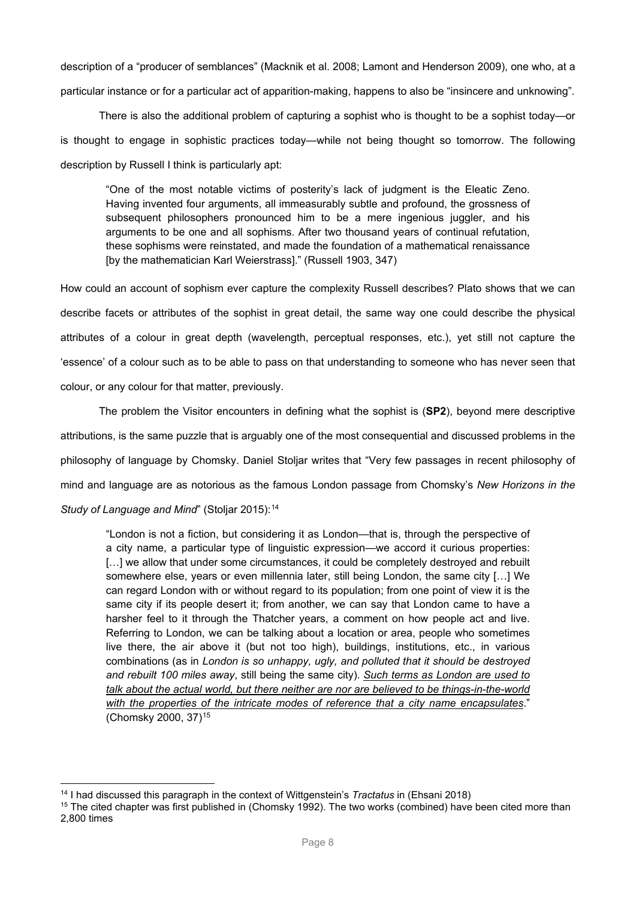description of a "producer of semblances" (Macknik et al. 2008; Lamont and Henderson 2009), one who, at a particular instance or for a particular act of apparition-making, happens to also be "insincere and unknowing".

There is also the additional problem of capturing a sophist who is thought to be a sophist today—or is thought to engage in sophistic practices today—while not being thought so tomorrow. The following description by Russell I think is particularly apt:

> "One of the most notable victims of posterity's lack of judgment is the Eleatic Zeno. Having invented four arguments, all immeasurably subtle and profound, the grossness of subsequent philosophers pronounced him to be a mere ingenious juggler, and his arguments to be one and all sophisms. After two thousand years of continual refutation, these sophisms were reinstated, and made the foundation of a mathematical renaissance [by the mathematician Karl Weierstrass]." (Russell 1903, 347)

How could an account of sophism ever capture the complexity Russell describes? Plato shows that we can describe facets or attributes of the sophist in great detail, the same way one could describe the physical attributes of a colour in great depth (wavelength, perceptual responses, etc.), yet still not capture the 'essence' of a colour such as to be able to pass on that understanding to someone who has never seen that colour, or any colour for that matter, previously.

The problem the Visitor encounters in defining what the sophist is (**SP2**), beyond mere descriptive attributions, is the same puzzle that is arguably one of the most consequential and discussed problems in the philosophy of language by Chomsky. Daniel Stoljar writes that "Very few passages in recent philosophy of mind and language are as notorious as the famous London passage from Chomsky's *New Horizons in the Study of Language and Mind*" (Stoljar 2015):[14]

> "London is not a fiction, but considering it as London—that is, through the perspective of a city name, a particular type of linguistic expression—we accord it curious properties: […] we allow that under some circumstances, it could be completely destroyed and rebuilt somewhere else, years or even millennia later, still being London, the same city […] We can regard London with or without regard to its population; from one point of view it is the same city if its people desert it; from another, we can say that London came to have a harsher feel to it through the Thatcher years, a comment on how people act and live. Referring to London, we can be talking about a location or area, people who sometimes live there, the air above it (but not too high), buildings, institutions, etc., in various combinations (as in *London is so unhappy, ugly, and polluted that it should be destroyed and rebuilt 100 miles away*, still being the same city). <u>Such terms as London are used to talk about the actual world, but there neither are nor are believed to be things-in-the-world with the properties of the intricate modes of reference that a city name encapsulates</u>." (Chomsky 2000, 37)[15]

---

[14] I had discussed this paragraph in the context of Wittgenstein's *Tractatus* in (Ehsani 2018)

[15] The cited chapter was first published in (Chomsky 1992). The two works (combined) have been cited more than 2,800 times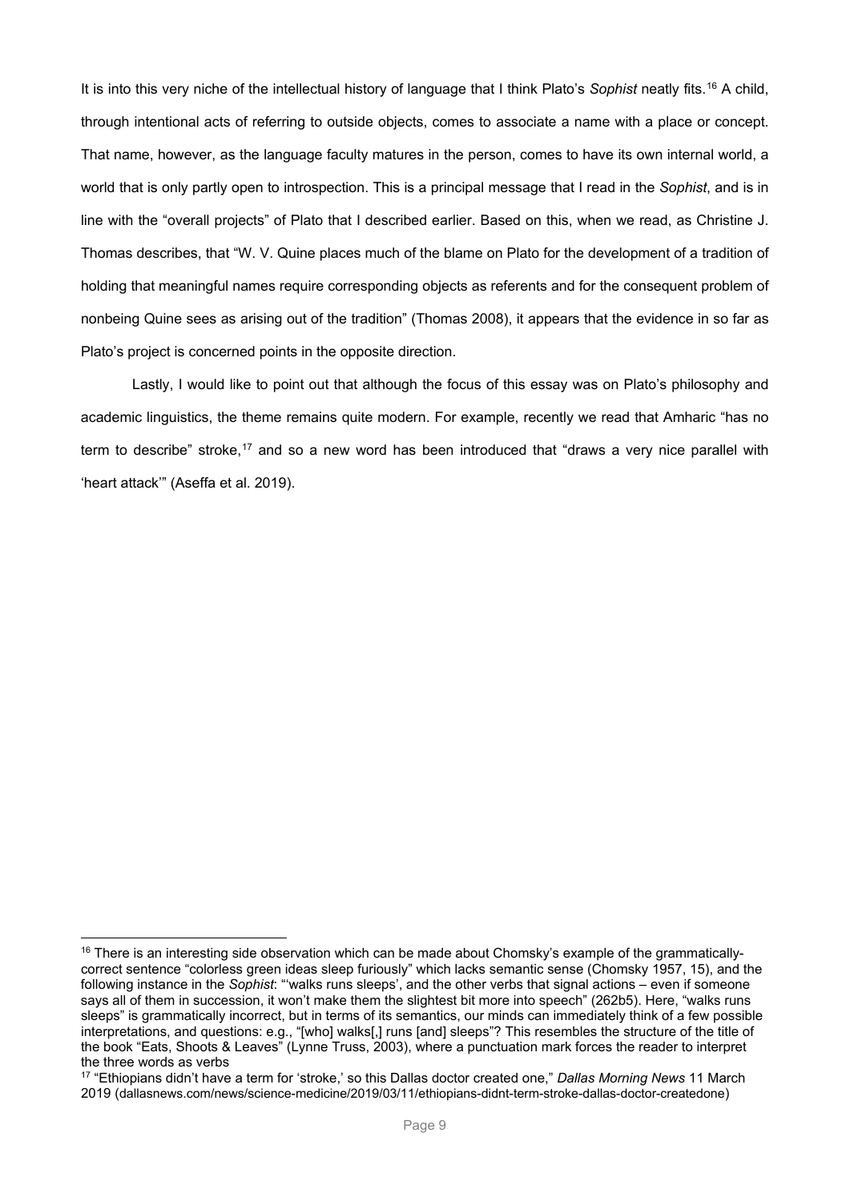It is into this very niche of the intellectual history of language that I think Plato's *Sophist* neatly fits.[16] A child, through intentional acts of referring to outside objects, comes to associate a name with a place or concept. That name, however, as the language faculty matures in the person, comes to have its own internal world, a world that is only partly open to introspection. This is a principal message that I read in the *Sophist*, and is in line with the "overall projects" of Plato that I described earlier. Based on this, when we read, as Christine J. Thomas describes, that "W. V. Quine places much of the blame on Plato for the development of a tradition of holding that meaningful names require corresponding objects as referents and for the consequent problem of nonbeing Quine sees as arising out of the tradition" (Thomas 2008), it appears that the evidence in so far as Plato's project is concerned points in the opposite direction.

Lastly, I would like to point out that although the focus of this essay was on Plato's philosophy and academic linguistics, the theme remains quite modern. For example, recently we read that Amharic "has no term to describe" stroke,[17] and so a new word has been introduced that "draws a very nice parallel with 'heart attack'" (Aseffa et al. 2019).

---

[16] There is an interesting side observation which can be made about Chomsky's example of the grammatically-correct sentence "colorless green ideas sleep furiously" which lacks semantic sense (Chomsky 1957, 15), and the following instance in the *Sophist*: "'walks runs sleeps', and the other verbs that signal actions – even if someone says all of them in succession, it won't make them the slightest bit more into speech" (262b5). Here, "walks runs sleeps" is grammatically incorrect, but in terms of its semantics, our minds can immediately think of a few possible interpretations, and questions: e.g., "[who] walks[,] runs [and] sleeps"? This resembles the structure of the title of the book "Eats, Shoots & Leaves" (Lynne Truss, 2003), where a punctuation mark forces the reader to interpret the three words as verbs

[17] "Ethiopians didn't have a term for 'stroke,' so this Dallas doctor created one," *Dallas Morning News* 11 March 2019 (dallasnews.com/news/science-medicine/2019/03/11/ethiopians-didnt-term-stroke-dallas-doctor-createdone)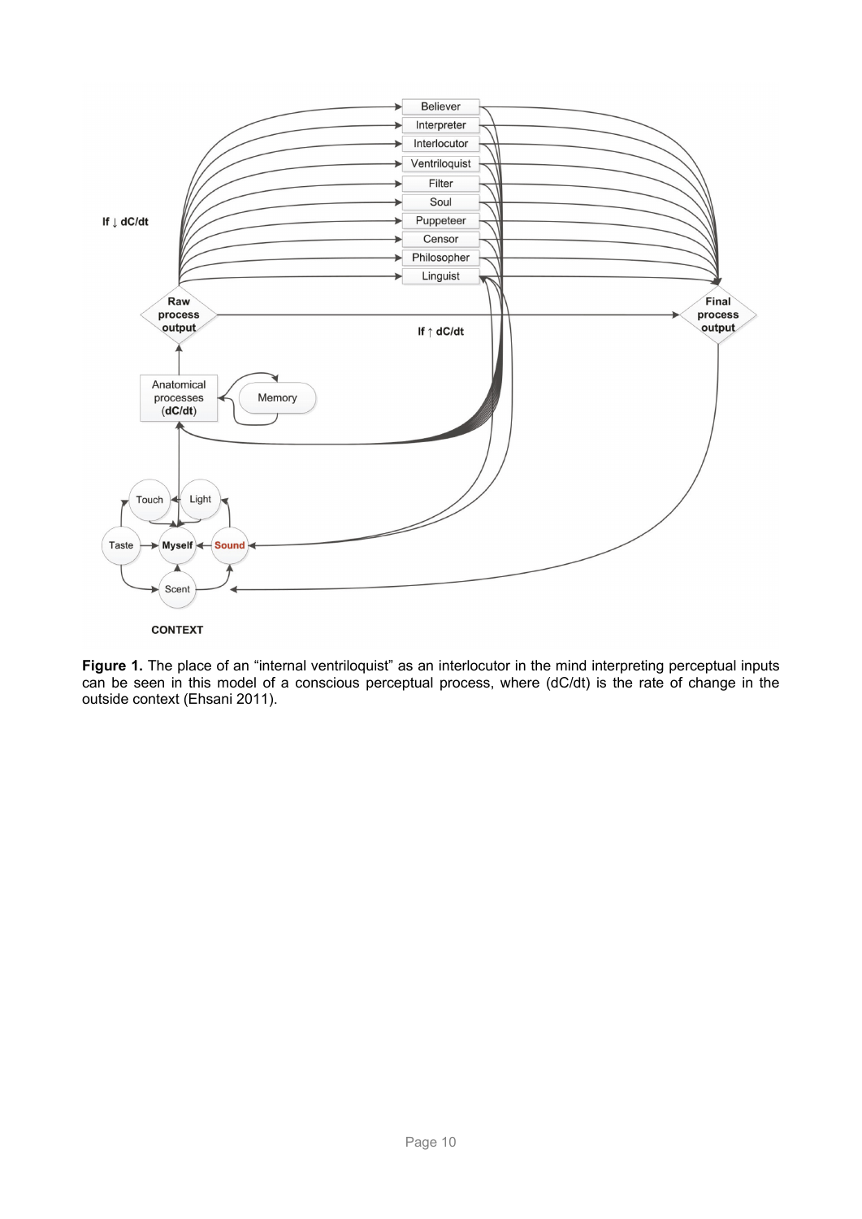**Figure 1.** The place of an "internal ventriloquist" as an interlocutor in the mind interpreting perceptual inputs can be seen in this model of a conscious perceptual process, where (dC/dt) is the rate of change in the outside context (Ehsani 2011).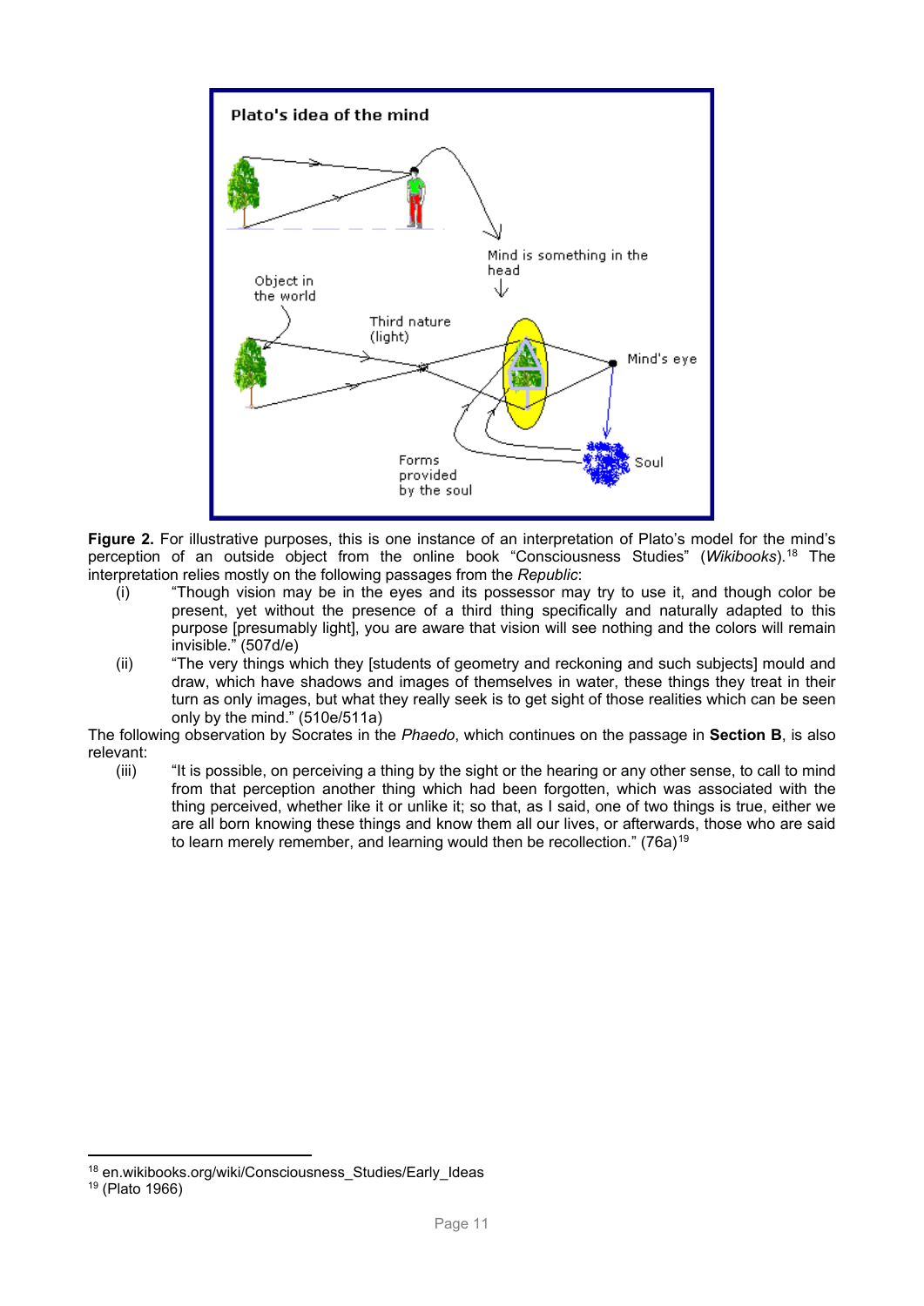**Figure 2.** For illustrative purposes, this is one instance of an interpretation of Plato's model for the mind's perception of an outside object from the online book "Consciousness Studies" (*Wikibooks*).[18] The interpretation relies mostly on the following passages from the *Republic*:

(i) "Though vision may be in the eyes and its possessor may try to use it, and though color be present, yet without the presence of a third thing specifically and naturally adapted to this purpose [presumably light], you are aware that vision will see nothing and the colors will remain invisible." (507d/e)

(ii) "The very things which they [students of geometry and reckoning and such subjects] mould and draw, which have shadows and images of themselves in water, these things they treat in their turn as only images, but what they really seek is to get sight of those realities which can be seen only by the mind." (510e/511a)

The following observation by Socrates in the *Phaedo*, which continues on the passage in **Section B**, is also relevant:

(iii) "It is possible, on perceiving a thing by the sight or the hearing or any other sense, to call to mind from that perception another thing which had been forgotten, which was associated with the thing perceived, whether like it or unlike it; so that, as I said, one of two things is true, either we are all born knowing these things and know them all our lives, or afterwards, those who are said to learn merely remember, and learning would then be recollection." (76a)[19]

[18] en.wikibooks.org/wiki/Consciousness_Studies/Early_Ideas

[19] (Plato 1966)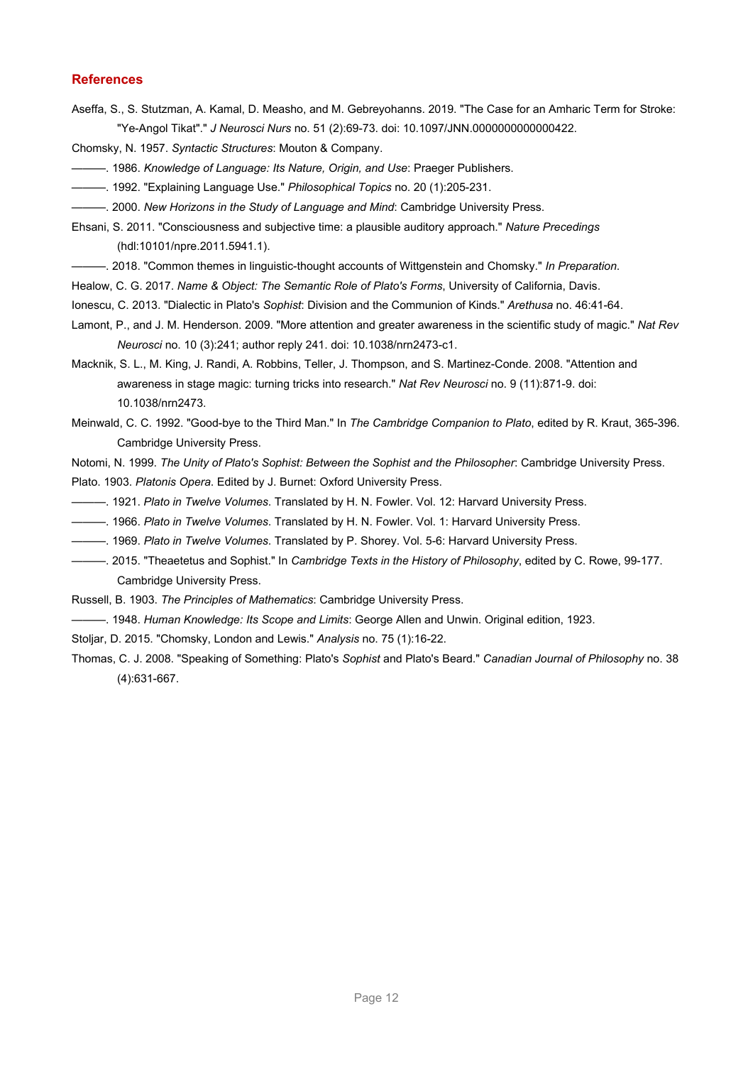## References

Aseffa, S., S. Stutzman, A. Kamal, D. Measho, and M. Gebreyohanns. 2019. "The Case for an Amharic Term for Stroke: "Ye-Angol Tikat"." *J Neurosci Nurs* no. 51 (2):69-73. doi: 10.1097/JNN.0000000000000422.

Chomsky, N. 1957. *Syntactic Structures*: Mouton & Company.

———. 1986. *Knowledge of Language: Its Nature, Origin, and Use*: Praeger Publishers.

———. 1992. "Explaining Language Use." *Philosophical Topics* no. 20 (1):205-231.

———. 2000. *New Horizons in the Study of Language and Mind*: Cambridge University Press.

Ehsani, S. 2011. "Consciousness and subjective time: a plausible auditory approach." *Nature Precedings* (hdl:10101/npre.2011.5941.1).

———. 2018. "Common themes in linguistic-thought accounts of Wittgenstein and Chomsky." *In Preparation*.

Healow, C. G. 2017. *Name & Object: The Semantic Role of Plato's Forms*, University of California, Davis.

Ionescu, C. 2013. "Dialectic in Plato's *Sophist*: Division and the Communion of Kinds." *Arethusa* no. 46:41-64.

Lamont, P., and J. M. Henderson. 2009. "More attention and greater awareness in the scientific study of magic." *Nat Rev Neurosci* no. 10 (3):241; author reply 241. doi: 10.1038/nrn2473-c1.

Macknik, S. L., M. King, J. Randi, A. Robbins, Teller, J. Thompson, and S. Martinez-Conde. 2008. "Attention and awareness in stage magic: turning tricks into research." *Nat Rev Neurosci* no. 9 (11):871-9. doi: 10.1038/nrn2473.

Meinwald, C. C. 1992. "Good-bye to the Third Man." In *The Cambridge Companion to Plato*, edited by R. Kraut, 365-396. Cambridge University Press.

Notomi, N. 1999. *The Unity of Plato's Sophist: Between the Sophist and the Philosopher*: Cambridge University Press.

Plato. 1903. *Platonis Opera*. Edited by J. Burnet: Oxford University Press.

———. 1921. *Plato in Twelve Volumes*. Translated by H. N. Fowler. Vol. 12: Harvard University Press.

———. 1966. *Plato in Twelve Volumes*. Translated by H. N. Fowler. Vol. 1: Harvard University Press.

———. 1969. *Plato in Twelve Volumes*. Translated by P. Shorey. Vol. 5-6: Harvard University Press.

———. 2015. "Theaetetus and Sophist." In *Cambridge Texts in the History of Philosophy*, edited by C. Rowe, 99-177. Cambridge University Press.

Russell, B. 1903. *The Principles of Mathematics*: Cambridge University Press.

———. 1948. *Human Knowledge: Its Scope and Limits*: George Allen and Unwin. Original edition, 1923.

Stoljar, D. 2015. "Chomsky, London and Lewis." *Analysis* no. 75 (1):16-22.

Thomas, C. J. 2008. "Speaking of Something: Plato's *Sophist* and Plato's Beard." *Canadian Journal of Philosophy* no. 38 (4):631-667.